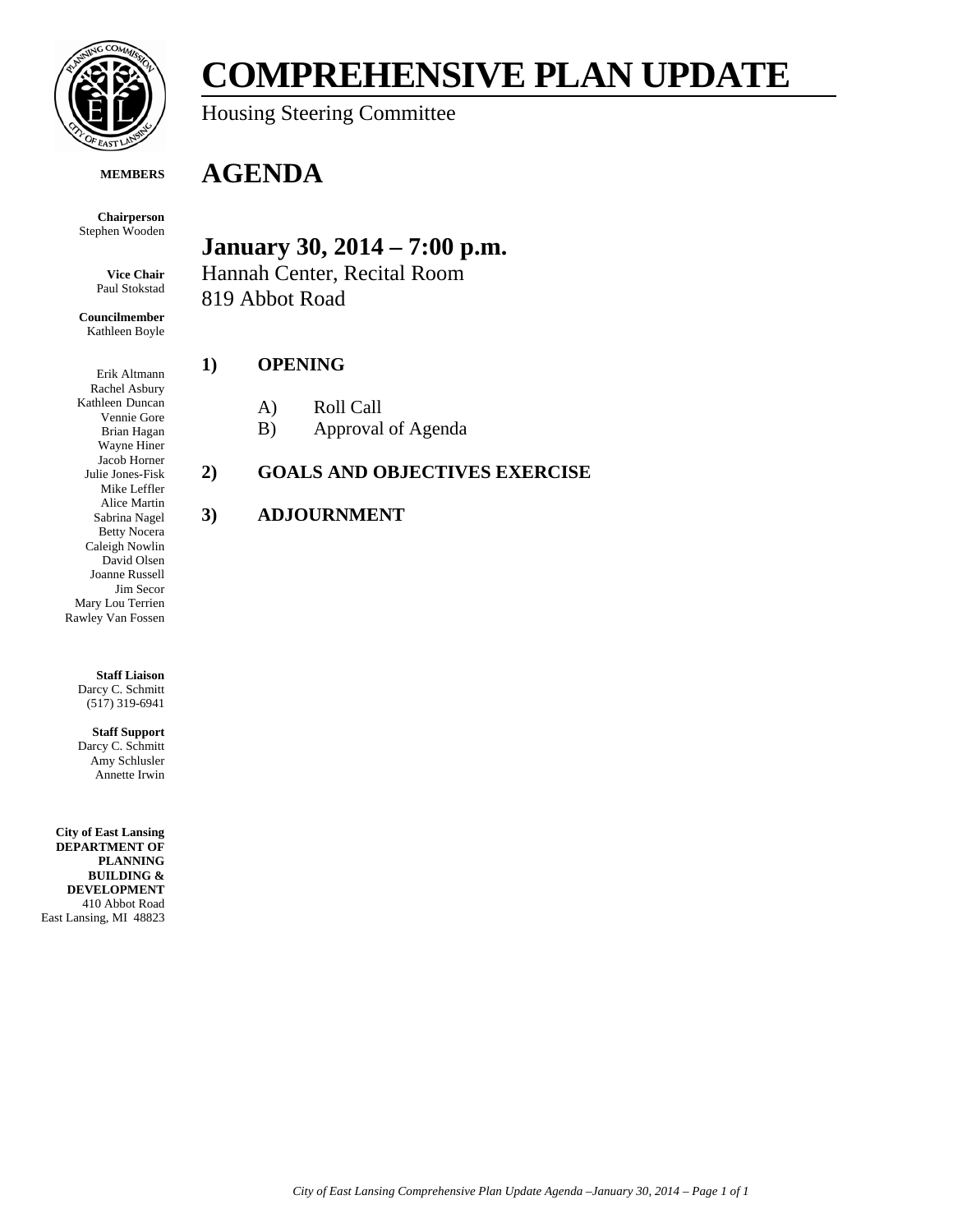# COMPREHENSIVE PLAN UPDATE

Housing Steering Committee

## AGENDA

### January 30, 2014 – 7:00 p.m.

Hannah Center, Recital Room
819 Abbot Road

**1) OPENING**

A) Roll Call
B) Approval of Agenda

**2) GOALS AND OBJECTIVES EXERCISE**

**3) ADJOURNMENT**

---

**MEMBERS**

**Chairperson**
Stephen Wooden

**Vice Chair**
Paul Stokstad

**Councilmember**
Kathleen Boyle

Erik Altmann
Rachel Asbury
Kathleen Duncan
Vennie Gore
Brian Hagan
Wayne Hiner
Jacob Horner
Julie Jones-Fisk
Mike Leffler
Alice Martin
Sabrina Nagel
Betty Nocera
Caleigh Nowlin
David Olsen
Joanne Russell
Jim Secor
Mary Lou Terrien
Rawley Van Fossen

**Staff Liaison**
Darcy C. Schmitt
(517) 319-6941

**Staff Support**
Darcy C. Schmitt
Amy Schlusler
Annette Irwin

**City of East Lansing**
**DEPARTMENT OF PLANNING BUILDING & DEVELOPMENT**
410 Abbot Road
East Lansing, MI 48823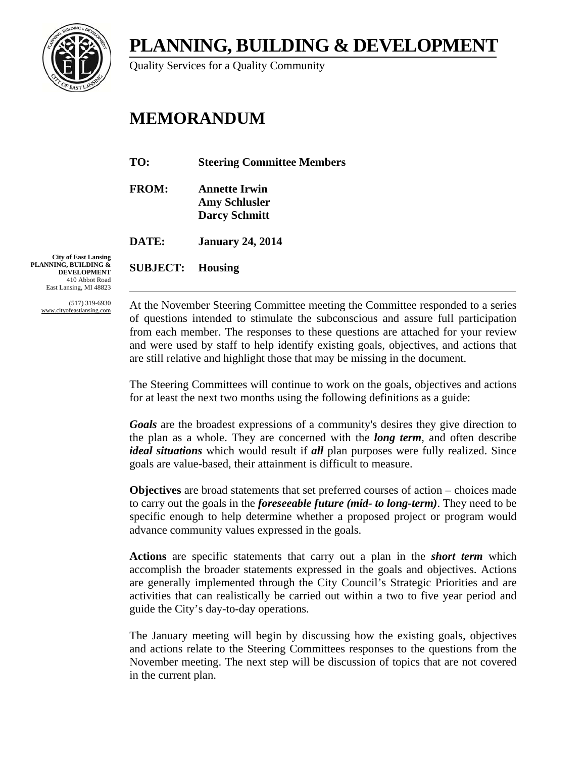# PLANNING, BUILDING & DEVELOPMENT

Quality Services for a Quality Community

## MEMORANDUM

**TO:** **Steering Committee Members**

**FROM:** **Annette Irwin**
**Amy Schlusler**
**Darcy Schmitt**

**DATE:** **January 24, 2014**

**SUBJECT:** **Housing**

**City of East Lansing**
**PLANNING, BUILDING & DEVELOPMENT**
410 Abbot Road
East Lansing, MI 48823

(517) 319-6930
www.cityofeastlansing.com

---

At the November Steering Committee meeting the Committee responded to a series of questions intended to stimulate the subconscious and assure full participation from each member. The responses to these questions are attached for your review and were used by staff to help identify existing goals, objectives, and actions that are still relative and highlight those that may be missing in the document.

The Steering Committees will continue to work on the goals, objectives and actions for at least the next two months using the following definitions as a guide:

***Goals*** are the broadest expressions of a community's desires they give direction to the plan as a whole. They are concerned with the ***long term***, and often describe ***ideal situations*** which would result if ***all*** plan purposes were fully realized. Since goals are value-based, their attainment is difficult to measure.

**Objectives** are broad statements that set preferred courses of action – choices made to carry out the goals in the ***foreseeable future (mid- to long-term)***. They need to be specific enough to help determine whether a proposed project or program would advance community values expressed in the goals.

**Actions** are specific statements that carry out a plan in the ***short term*** which accomplish the broader statements expressed in the goals and objectives. Actions are generally implemented through the City Council's Strategic Priorities and are activities that can realistically be carried out within a two to five year period and guide the City's day-to-day operations.

The January meeting will begin by discussing how the existing goals, objectives and actions relate to the Steering Committees responses to the questions from the November meeting. The next step will be discussion of topics that are not covered in the current plan.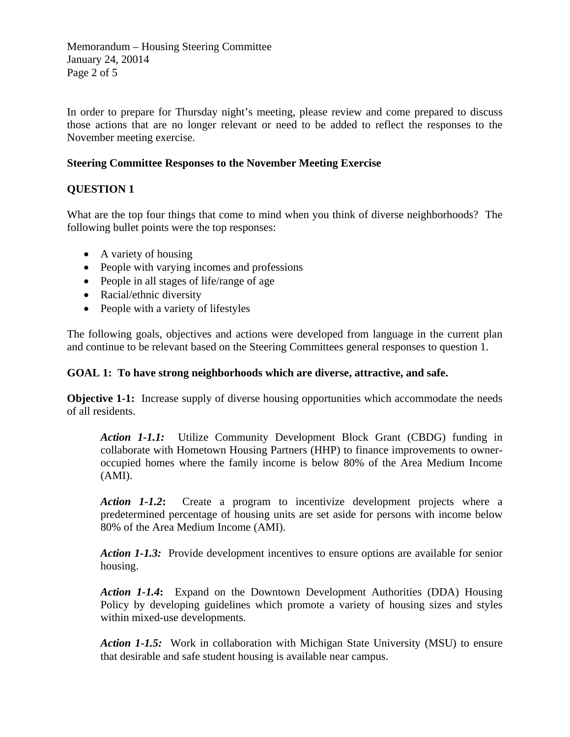In order to prepare for Thursday night's meeting, please review and come prepared to discuss those actions that are no longer relevant or need to be added to reflect the responses to the November meeting exercise.

**Steering Committee Responses to the November Meeting Exercise**

**QUESTION 1**

What are the top four things that come to mind when you think of diverse neighborhoods? The following bullet points were the top responses:

- A variety of housing
- People with varying incomes and professions
- People in all stages of life/range of age
- Racial/ethnic diversity
- People with a variety of lifestyles

The following goals, objectives and actions were developed from language in the current plan and continue to be relevant based on the Steering Committees general responses to question 1.

**GOAL 1: To have strong neighborhoods which are diverse, attractive, and safe.**

**Objective 1-1:** Increase supply of diverse housing opportunities which accommodate the needs of all residents.

> ***Action 1-1.1:*** Utilize Community Development Block Grant (CBDG) funding in collaborate with Hometown Housing Partners (HHP) to finance improvements to owner-occupied homes where the family income is below 80% of the Area Medium Income (AMI).
>
> ***Action 1-1.2*****:** Create a program to incentivize development projects where a predetermined percentage of housing units are set aside for persons with income below 80% of the Area Medium Income (AMI).
>
> ***Action 1-1.3:*** Provide development incentives to ensure options are available for senior housing.
>
> ***Action 1-1.4*****:** Expand on the Downtown Development Authorities (DDA) Housing Policy by developing guidelines which promote a variety of housing sizes and styles within mixed-use developments.
>
> ***Action 1-1.5:*** Work in collaboration with Michigan State University (MSU) to ensure that desirable and safe student housing is available near campus.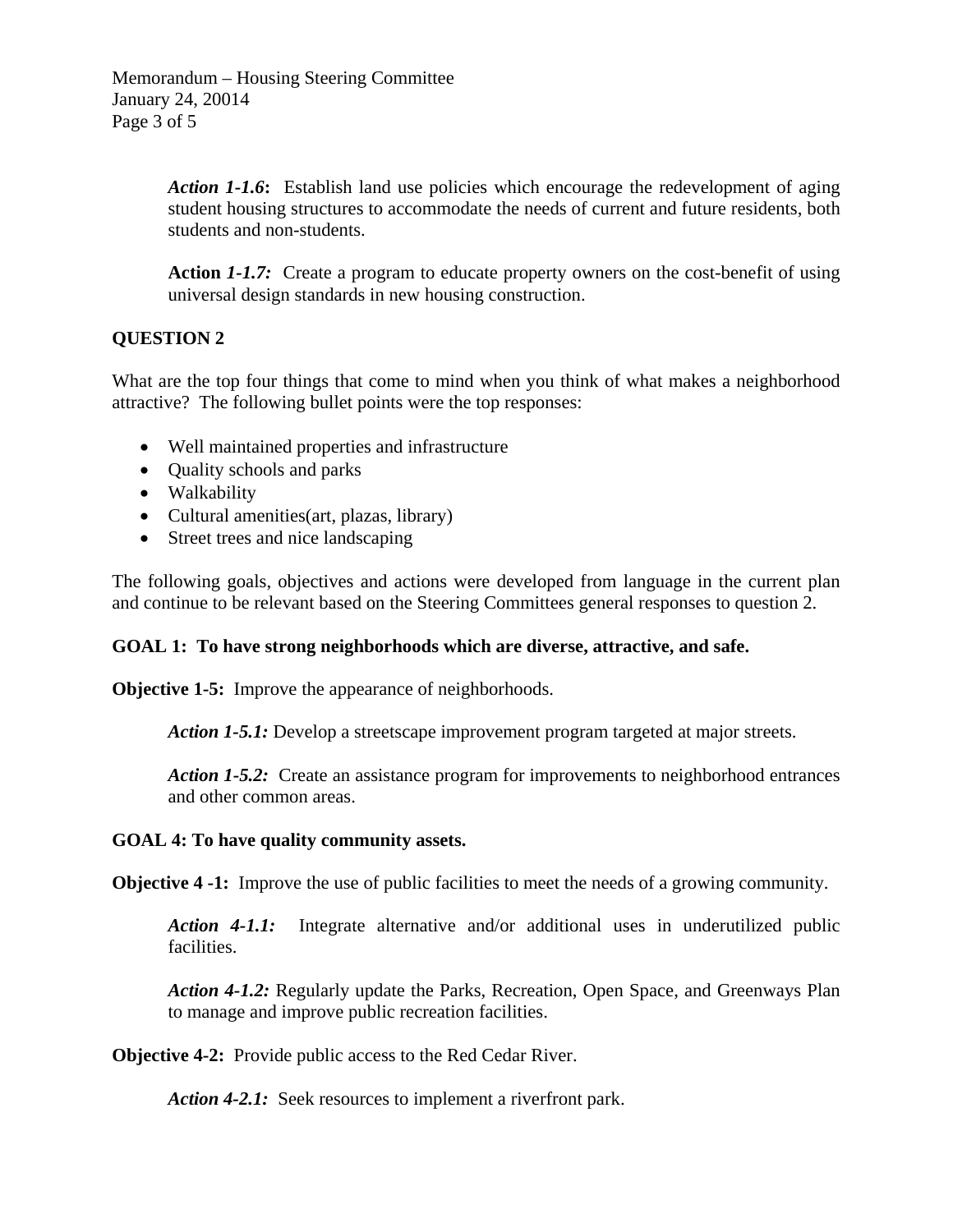*Action 1-1.6***:** Establish land use policies which encourage the redevelopment of aging student housing structures to accommodate the needs of current and future residents, both students and non-students.

**Action** ***1-1.7:*** Create a program to educate property owners on the cost-benefit of using universal design standards in new housing construction.

**QUESTION 2**

What are the top four things that come to mind when you think of what makes a neighborhood attractive? The following bullet points were the top responses:

- Well maintained properties and infrastructure
- Quality schools and parks
- Walkability
- Cultural amenities(art, plazas, library)
- Street trees and nice landscaping

The following goals, objectives and actions were developed from language in the current plan and continue to be relevant based on the Steering Committees general responses to question 2.

**GOAL 1: To have strong neighborhoods which are diverse, attractive, and safe.**

**Objective 1-5:** Improve the appearance of neighborhoods.

***Action 1-5.1:*** Develop a streetscape improvement program targeted at major streets.

***Action 1-5.2:*** Create an assistance program for improvements to neighborhood entrances and other common areas.

**GOAL 4: To have quality community assets.**

**Objective 4 -1:** Improve the use of public facilities to meet the needs of a growing community.

***Action 4-1.1:*** Integrate alternative and/or additional uses in underutilized public facilities.

***Action 4-1.2:*** Regularly update the Parks, Recreation, Open Space, and Greenways Plan to manage and improve public recreation facilities.

**Objective 4-2:** Provide public access to the Red Cedar River.

***Action 4-2.1:*** Seek resources to implement a riverfront park.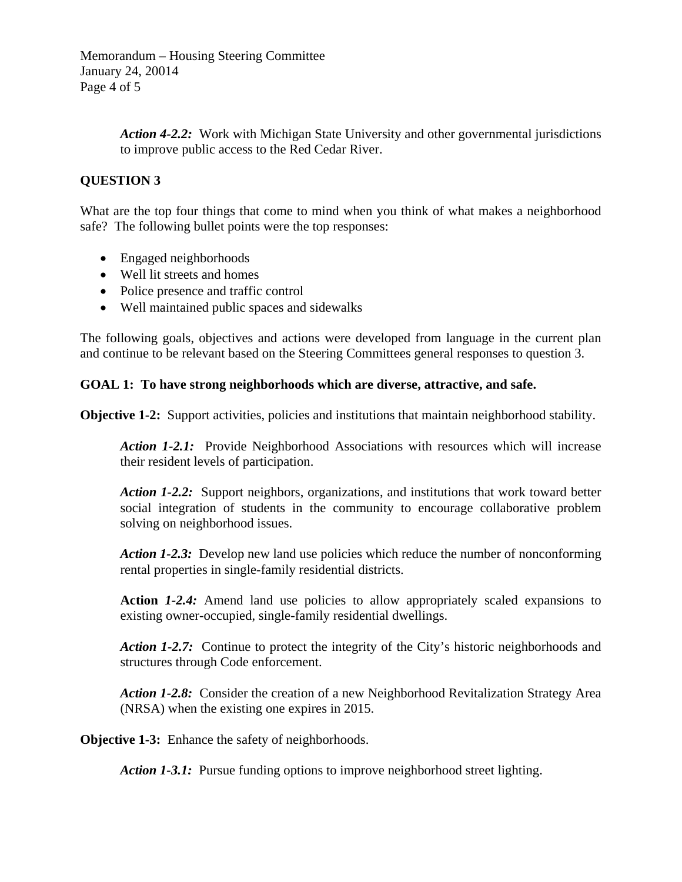*Action 4-2.2:* Work with Michigan State University and other governmental jurisdictions to improve public access to the Red Cedar River.

**QUESTION 3**

What are the top four things that come to mind when you think of what makes a neighborhood safe? The following bullet points were the top responses:

- Engaged neighborhoods
- Well lit streets and homes
- Police presence and traffic control
- Well maintained public spaces and sidewalks

The following goals, objectives and actions were developed from language in the current plan and continue to be relevant based on the Steering Committees general responses to question 3.

**GOAL 1: To have strong neighborhoods which are diverse, attractive, and safe.**

**Objective 1-2:** Support activities, policies and institutions that maintain neighborhood stability.

*Action 1-2.1:* Provide Neighborhood Associations with resources which will increase their resident levels of participation.

*Action 1-2.2:* Support neighbors, organizations, and institutions that work toward better social integration of students in the community to encourage collaborative problem solving on neighborhood issues.

*Action 1-2.3:* Develop new land use policies which reduce the number of nonconforming rental properties in single-family residential districts.

**Action** *1-2.4:* Amend land use policies to allow appropriately scaled expansions to existing owner-occupied, single-family residential dwellings.

*Action 1-2.7:* Continue to protect the integrity of the City's historic neighborhoods and structures through Code enforcement.

*Action 1-2.8:* Consider the creation of a new Neighborhood Revitalization Strategy Area (NRSA) when the existing one expires in 2015.

**Objective 1-3:** Enhance the safety of neighborhoods.

*Action 1-3.1:* Pursue funding options to improve neighborhood street lighting.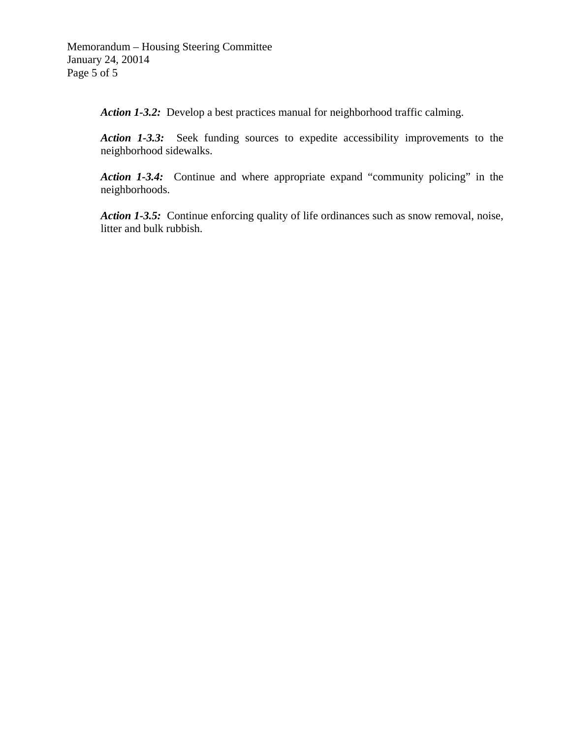***Action 1-3.2:*** Develop a best practices manual for neighborhood traffic calming.

***Action 1-3.3:*** Seek funding sources to expedite accessibility improvements to the neighborhood sidewalks.

***Action 1-3.4:*** Continue and where appropriate expand "community policing" in the neighborhoods.

***Action 1-3.5:*** Continue enforcing quality of life ordinances such as snow removal, noise, litter and bulk rubbish.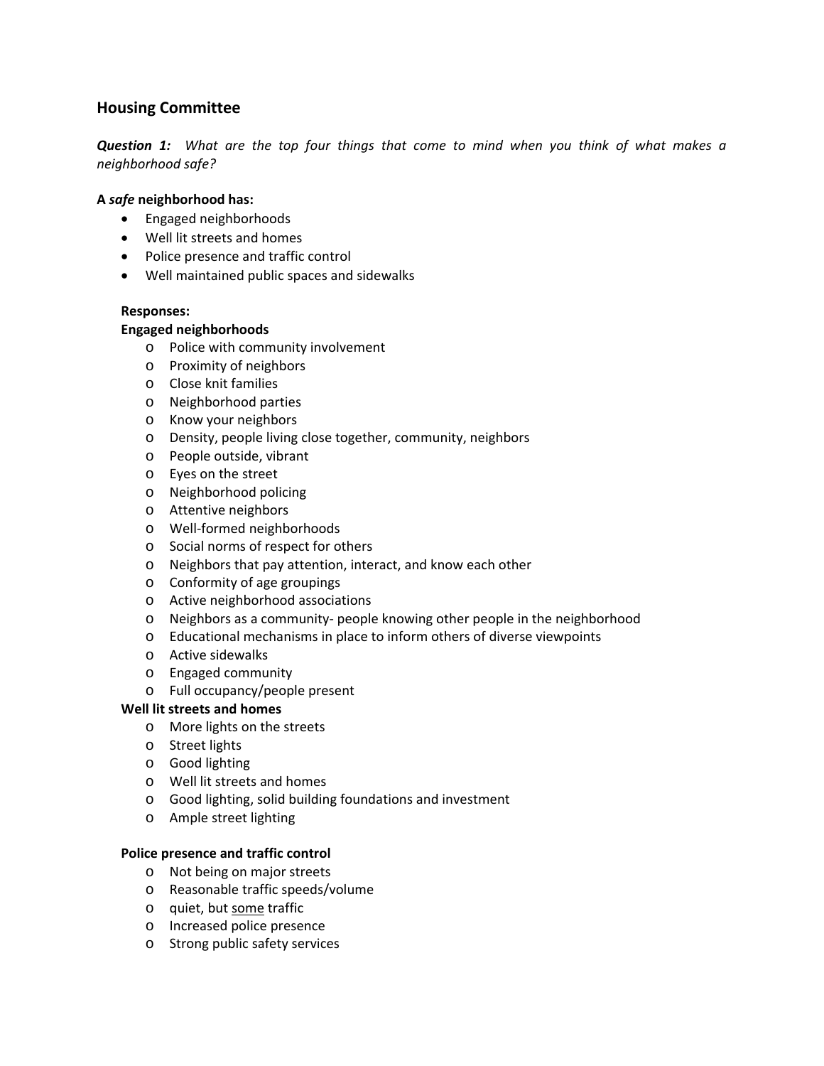## Housing Committee

***Question 1:*** *What are the top four things that come to mind when you think of what makes a neighborhood safe?*

**A *safe* neighborhood has:**

- Engaged neighborhoods
- Well lit streets and homes
- Police presence and traffic control
- Well maintained public spaces and sidewalks

**Responses:**

**Engaged neighborhoods**

- Police with community involvement
- Proximity of neighbors
- Close knit families
- Neighborhood parties
- Know your neighbors
- Density, people living close together, community, neighbors
- People outside, vibrant
- Eyes on the street
- Neighborhood policing
- Attentive neighbors
- Well-formed neighborhoods
- Social norms of respect for others
- Neighbors that pay attention, interact, and know each other
- Conformity of age groupings
- Active neighborhood associations
- Neighbors as a community- people knowing other people in the neighborhood
- Educational mechanisms in place to inform others of diverse viewpoints
- Active sidewalks
- Engaged community
- Full occupancy/people present

**Well lit streets and homes**

- More lights on the streets
- Street lights
- Good lighting
- Well lit streets and homes
- Good lighting, solid building foundations and investment
- Ample street lighting

**Police presence and traffic control**

- Not being on major streets
- Reasonable traffic speeds/volume
- quiet, but <u>some</u> traffic
- Increased police presence
- Strong public safety services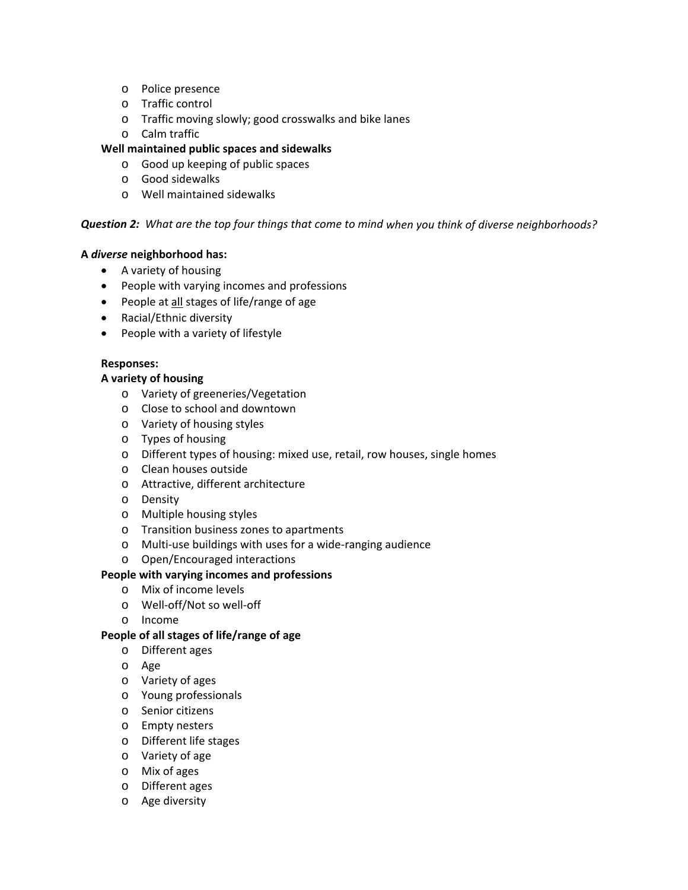- Police presence
- Traffic control
- Traffic moving slowly; good crosswalks and bike lanes
- Calm traffic

**Well maintained public spaces and sidewalks**

- Good up keeping of public spaces
- Good sidewalks
- Well maintained sidewalks

***Question 2:*** *What are the top four things that come to mind when you think of diverse neighborhoods?*

**A *diverse* neighborhood has:**

- A variety of housing
- People with varying incomes and professions
- People at <u>all</u> stages of life/range of age
- Racial/Ethnic diversity
- People with a variety of lifestyle

**Responses:**

**A variety of housing**

- Variety of greeneries/Vegetation
- Close to school and downtown
- Variety of housing styles
- Types of housing
- Different types of housing: mixed use, retail, row houses, single homes
- Clean houses outside
- Attractive, different architecture
- Density
- Multiple housing styles
- Transition business zones to apartments
- Multi-use buildings with uses for a wide-ranging audience
- Open/Encouraged interactions

**People with varying incomes and professions**

- Mix of income levels
- Well-off/Not so well-off
- Income

**People of all stages of life/range of age**

- Different ages
- Age
- Variety of ages
- Young professionals
- Senior citizens
- Empty nesters
- Different life stages
- Variety of age
- Mix of ages
- Different ages
- Age diversity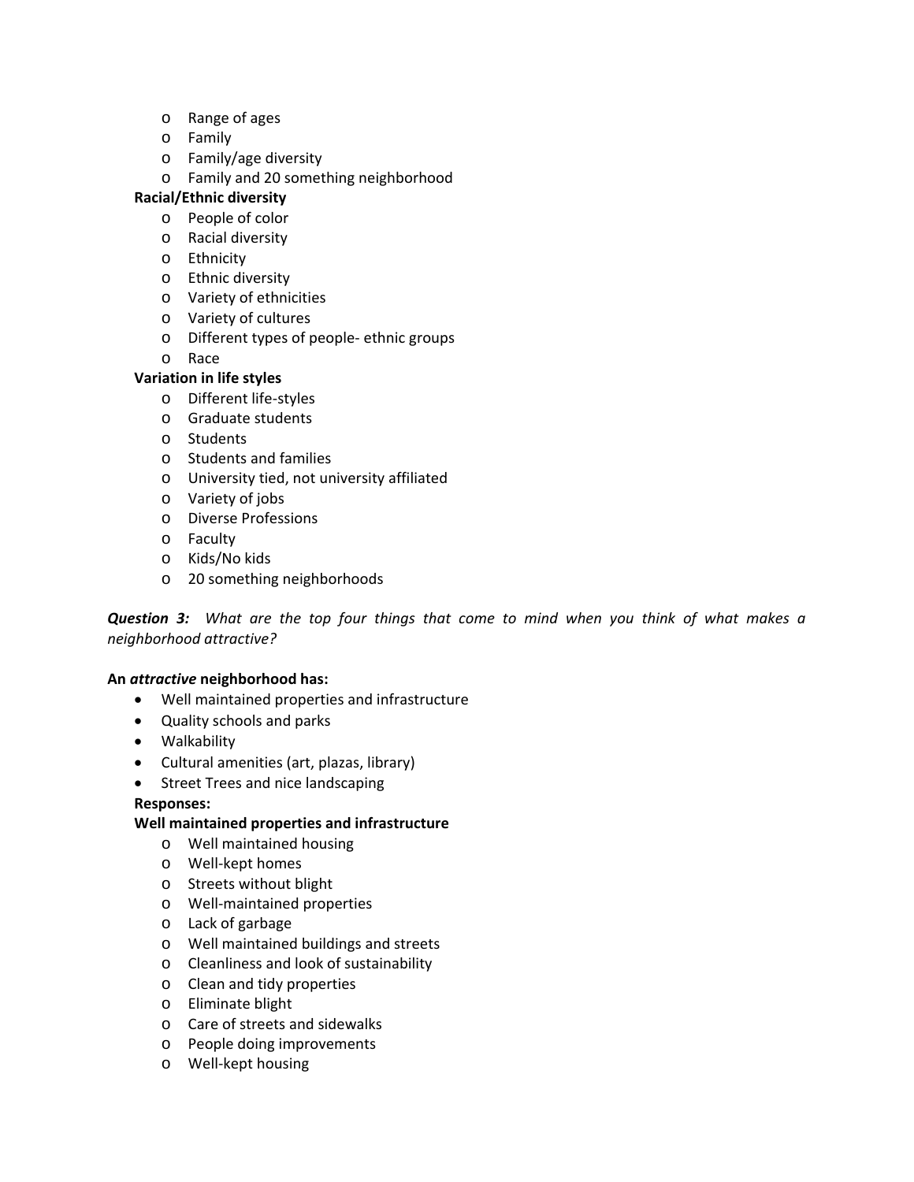- Range of ages
  - Family
  - Family/age diversity
  - Family and 20 something neighborhood

**Racial/Ethnic diversity**

  - People of color
  - Racial diversity
  - Ethnicity
  - Ethnic diversity
  - Variety of ethnicities
  - Variety of cultures
  - Different types of people- ethnic groups
  - Race

**Variation in life styles**

  - Different life-styles
  - Graduate students
  - Students
  - Students and families
  - University tied, not university affiliated
  - Variety of jobs
  - Diverse Professions
  - Faculty
  - Kids/No kids
  - 20 something neighborhoods

***Question 3:*** *What are the top four things that come to mind when you think of what makes a neighborhood attractive?*

**An *attractive* neighborhood has:**

- Well maintained properties and infrastructure
- Quality schools and parks
- Walkability
- Cultural amenities (art, plazas, library)
- Street Trees and nice landscaping

**Responses:**

**Well maintained properties and infrastructure**

  - Well maintained housing
  - Well-kept homes
  - Streets without blight
  - Well-maintained properties
  - Lack of garbage
  - Well maintained buildings and streets
  - Cleanliness and look of sustainability
  - Clean and tidy properties
  - Eliminate blight
  - Care of streets and sidewalks
  - People doing improvements
  - Well-kept housing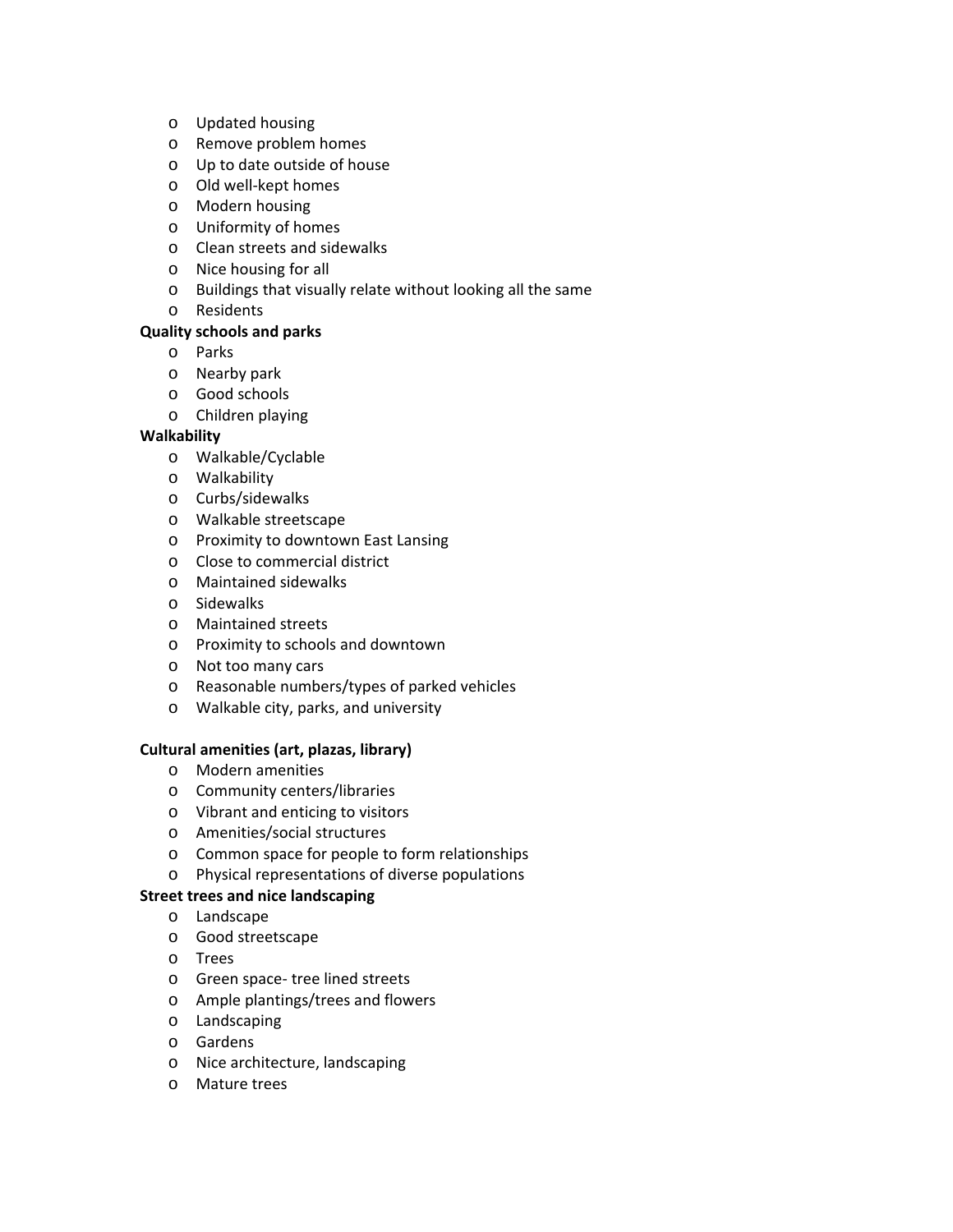- Updated housing
- Remove problem homes
- Up to date outside of house
- Old well-kept homes
- Modern housing
- Uniformity of homes
- Clean streets and sidewalks
- Nice housing for all
- Buildings that visually relate without looking all the same
- Residents

**Quality schools and parks**

- Parks
- Nearby park
- Good schools
- Children playing

**Walkability**

- Walkable/Cyclable
- Walkability
- Curbs/sidewalks
- Walkable streetscape
- Proximity to downtown East Lansing
- Close to commercial district
- Maintained sidewalks
- Sidewalks
- Maintained streets
- Proximity to schools and downtown
- Not too many cars
- Reasonable numbers/types of parked vehicles
- Walkable city, parks, and university

**Cultural amenities (art, plazas, library)**

- Modern amenities
- Community centers/libraries
- Vibrant and enticing to visitors
- Amenities/social structures
- Common space for people to form relationships
- Physical representations of diverse populations

**Street trees and nice landscaping**

- Landscape
- Good streetscape
- Trees
- Green space- tree lined streets
- Ample plantings/trees and flowers
- Landscaping
- Gardens
- Nice architecture, landscaping
- Mature trees